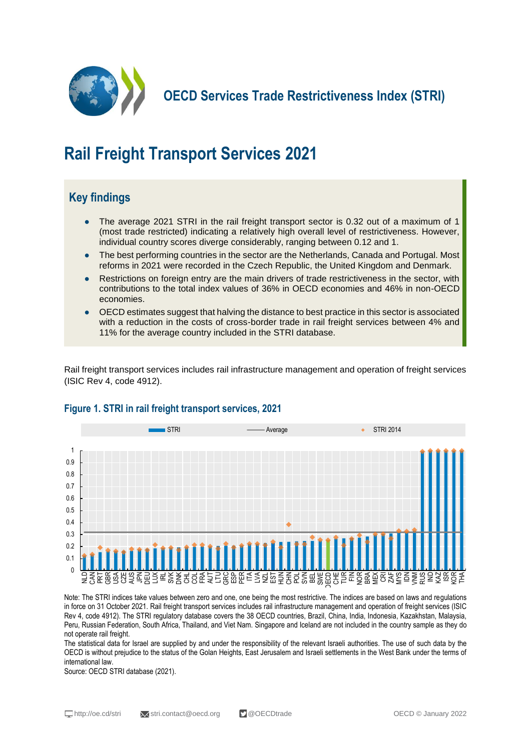# OECD Services Trade Restrictiveness Index (STRI)

# Rail Freight Transport Services 2021

## Key findings

- The average 2021 STRI in the rail freight transport sector is 0.32 out of a maximum of 1 (most trade restricted) indicating a relatively high overall level of restrictiveness. However, individual country scores diverge considerably, ranging between 0.12 and 1.
- The best performing countries in the sector are the Netherlands, Canada and Portugal. Most reforms in 2021 were recorded in the Czech Republic, the United Kingdom and Denmark.
- Restrictions on foreign entry are the main drivers of trade restrictiveness in the sector, with contributions to the total index values of 36% in OECD economies and 46% in non-OECD economies.
- OECD estimates suggest that halving the distance to best practice in this sector is associated with a reduction in the costs of cross-border trade in rail freight services between 4% and 11% for the average country included in the STRI database.

Rail freight transport services includes rail infrastructure management and operation of freight services (ISIC Rev 4, code 4912).

### Figure 1. STRI in rail freight transport services, 2021

Note: The STRI indices take values between zero and one, one being the most restrictive. The indices are based on laws and regulations in force on 31 October 2021. Rail freight transport services includes rail infrastructure management and operation of freight services (ISIC Rev 4, code 4912). The STRI regulatory database covers the 38 OECD countries, Brazil, China, India, Indonesia, Kazakhstan, Malaysia, Peru, Russian Federation, South Africa, Thailand, and Viet Nam. Singapore and Iceland are not included in the country sample as they do not operate rail freight.

The statistical data for Israel are supplied by and under the responsibility of the relevant Israeli authorities. The use of such data by the OECD is without prejudice to the status of the Golan Heights, East Jerusalem and Israeli settlements in the West Bank under the terms of international law.

Source: OECD STRI database (2021).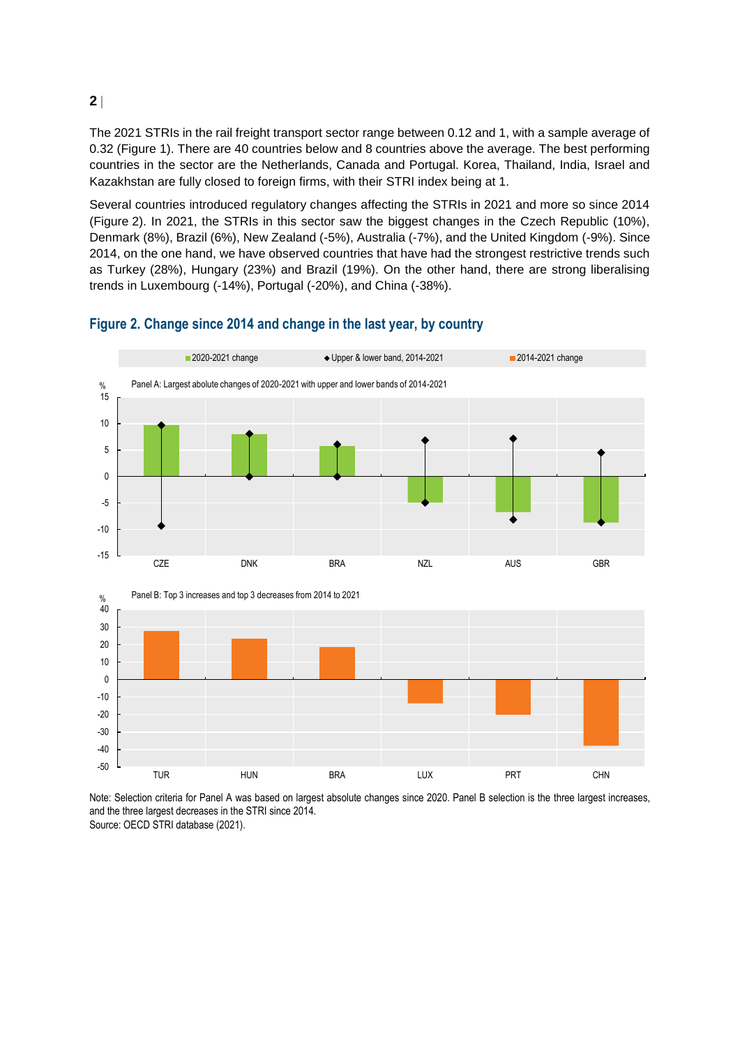The 2021 STRIs in the rail freight transport sector range between 0.12 and 1, with a sample average of 0.32 (Figure 1). There are 40 countries below and 8 countries above the average. The best performing countries in the sector are the Netherlands, Canada and Portugal. Korea, Thailand, India, Israel and Kazakhstan are fully closed to foreign firms, with their STRI index being at 1.

Several countries introduced regulatory changes affecting the STRIs in 2021 and more so since 2014 (Figure 2). In 2021, the STRIs in this sector saw the biggest changes in the Czech Republic (10%), Denmark (8%), Brazil (6%), New Zealand (-5%), Australia (-7%), and the United Kingdom (-9%). Since 2014, on the one hand, we have observed countries that have had the strongest restrictive trends such as Turkey (28%), Hungary (23%) and Brazil (19%). On the other hand, there are strong liberalising trends in Luxembourg (-14%), Portugal (-20%), and China (-38%).

## Figure 2. Change since 2014 and change in the last year, by country

Panel A: Largest abolute changes of 2020-2021 with upper and lower bands of 2014-2021

Panel B: Top 3 increases and top 3 decreases from 2014 to 2021

Note: Selection criteria for Panel A was based on largest absolute changes since 2020. Panel B selection is the three largest increases, and the three largest decreases in the STRI since 2014.
Source: OECD STRI database (2021).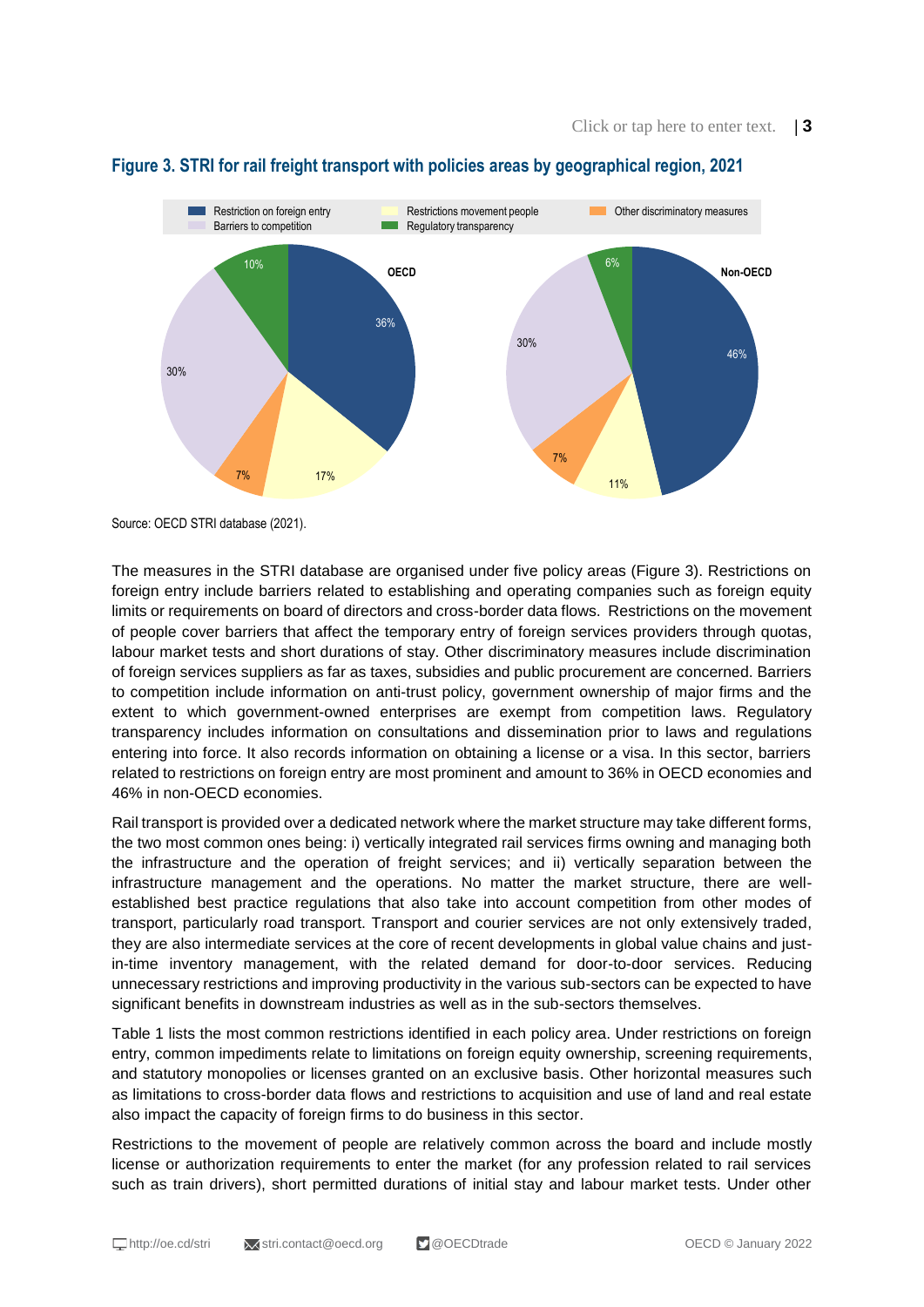**Figure 3. STRI for rail freight transport with policies areas by geographical region, 2021**

Source: OECD STRI database (2021).

The measures in the STRI database are organised under five policy areas (Figure 3). Restrictions on foreign entry include barriers related to establishing and operating companies such as foreign equity limits or requirements on board of directors and cross-border data flows. Restrictions on the movement of people cover barriers that affect the temporary entry of foreign services providers through quotas, labour market tests and short durations of stay. Other discriminatory measures include discrimination of foreign services suppliers as far as taxes, subsidies and public procurement are concerned. Barriers to competition include information on anti-trust policy, government ownership of major firms and the extent to which government-owned enterprises are exempt from competition laws. Regulatory transparency includes information on consultations and dissemination prior to laws and regulations entering into force. It also records information on obtaining a license or a visa. In this sector, barriers related to restrictions on foreign entry are most prominent and amount to 36% in OECD economies and 46% in non-OECD economies.

Rail transport is provided over a dedicated network where the market structure may take different forms, the two most common ones being: i) vertically integrated rail services firms owning and managing both the infrastructure and the operation of freight services; and ii) vertically separation between the infrastructure management and the operations. No matter the market structure, there are well-established best practice regulations that also take into account competition from other modes of transport, particularly road transport. Transport and courier services are not only extensively traded, they are also intermediate services at the core of recent developments in global value chains and just-in-time inventory management, with the related demand for door-to-door services. Reducing unnecessary restrictions and improving productivity in the various sub-sectors can be expected to have significant benefits in downstream industries as well as in the sub-sectors themselves.

Table 1 lists the most common restrictions identified in each policy area. Under restrictions on foreign entry, common impediments relate to limitations on foreign equity ownership, screening requirements, and statutory monopolies or licenses granted on an exclusive basis. Other horizontal measures such as limitations to cross-border data flows and restrictions to acquisition and use of land and real estate also impact the capacity of foreign firms to do business in this sector.

Restrictions to the movement of people are relatively common across the board and include mostly license or authorization requirements to enter the market (for any profession related to rail services such as train drivers), short permitted durations of initial stay and labour market tests. Under other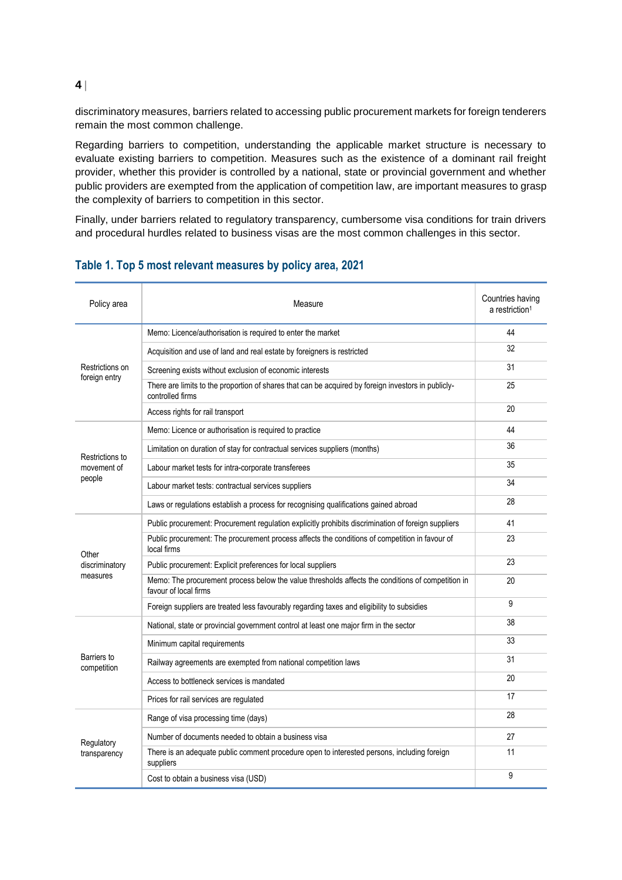discriminatory measures, barriers related to accessing public procurement markets for foreign tenderers remain the most common challenge.

Regarding barriers to competition, understanding the applicable market structure is necessary to evaluate existing barriers to competition. Measures such as the existence of a dominant rail freight provider, whether this provider is controlled by a national, state or provincial government and whether public providers are exempted from the application of competition law, are important measures to grasp the complexity of barriers to competition in this sector.

Finally, under barriers related to regulatory transparency, cumbersome visa conditions for train drivers and procedural hurdles related to business visas are the most common challenges in this sector.

## Table 1. Top 5 most relevant measures by policy area, 2021

| Policy area | Measure | Countries having a restriction[1] |
|---|---|---|
| Restrictions on foreign entry | Memo: Licence/authorisation is required to enter the market | 44 |
| | Acquisition and use of land and real estate by foreigners is restricted | 32 |
| | Screening exists without exclusion of economic interests | 31 |
| | There are limits to the proportion of shares that can be acquired by foreign investors in publicly-controlled firms | 25 |
| | Access rights for rail transport | 20 |
| Restrictions to movement of people | Memo: Licence or authorisation is required to practice | 44 |
| | Limitation on duration of stay for contractual services suppliers (months) | 36 |
| | Labour market tests for intra-corporate transferees | 35 |
| | Labour market tests: contractual services suppliers | 34 |
| | Laws or regulations establish a process for recognising qualifications gained abroad | 28 |
| Other discriminatory measures | Public procurement: Procurement regulation explicitly prohibits discrimination of foreign suppliers | 41 |
| | Public procurement: The procurement process affects the conditions of competition in favour of local firms | 23 |
| | Public procurement: Explicit preferences for local suppliers | 23 |
| | Memo: The procurement process below the value thresholds affects the conditions of competition in favour of local firms | 20 |
| | Foreign suppliers are treated less favourably regarding taxes and eligibility to subsidies | 9 |
| Barriers to competition | National, state or provincial government control at least one major firm in the sector | 38 |
| | Minimum capital requirements | 33 |
| | Railway agreements are exempted from national competition laws | 31 |
| | Access to bottleneck services is mandated | 20 |
| | Prices for rail services are regulated | 17 |
| Regulatory transparency | Range of visa processing time (days) | 28 |
| | Number of documents needed to obtain a business visa | 27 |
| | There is an adequate public comment procedure open to interested persons, including foreign suppliers | 11 |
| | Cost to obtain a business visa (USD) | 9 |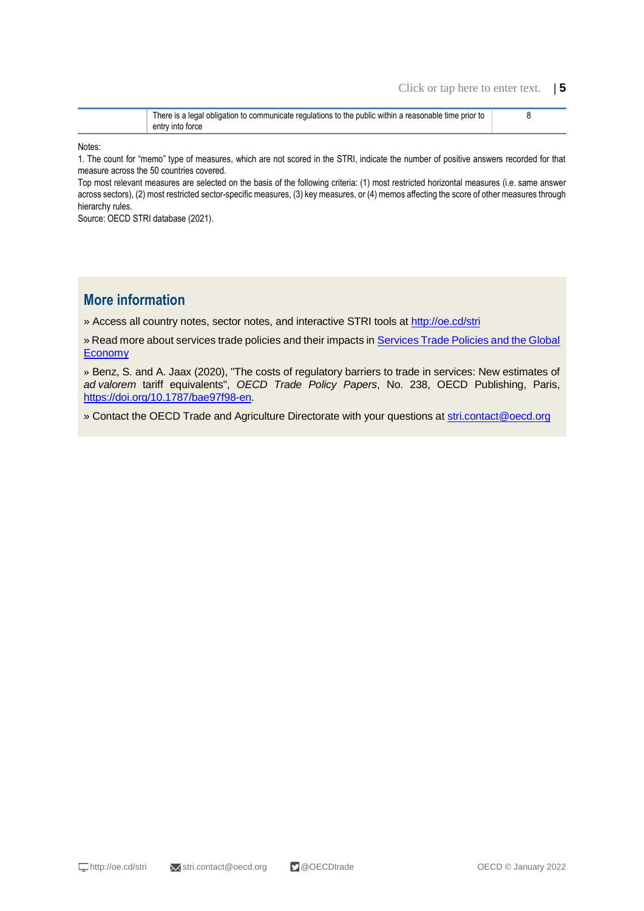| | | |
|---|---|---|
| | There is a legal obligation to communicate regulations to the public within a reasonable time prior to entry into force | 8 |

Notes:

1. The count for "memo" type of measures, which are not scored in the STRI, indicate the number of positive answers recorded for that measure across the 50 countries covered.

Top most relevant measures are selected on the basis of the following criteria: (1) most restricted horizontal measures (i.e. same answer across sectors), (2) most restricted sector-specific measures, (3) key measures, or (4) memos affecting the score of other measures through hierarchy rules.

Source: OECD STRI database (2021).

## More information

» Access all country notes, sector notes, and interactive STRI tools at http://oe.cd/stri

» Read more about services trade policies and their impacts in Services Trade Policies and the Global Economy

» Benz, S. and A. Jaax (2020), "The costs of regulatory barriers to trade in services: New estimates of *ad valorem* tariff equivalents", *OECD Trade Policy Papers*, No. 238, OECD Publishing, Paris, https://doi.org/10.1787/bae97f98-en.

» Contact the OECD Trade and Agriculture Directorate with your questions at stri.contact@oecd.org